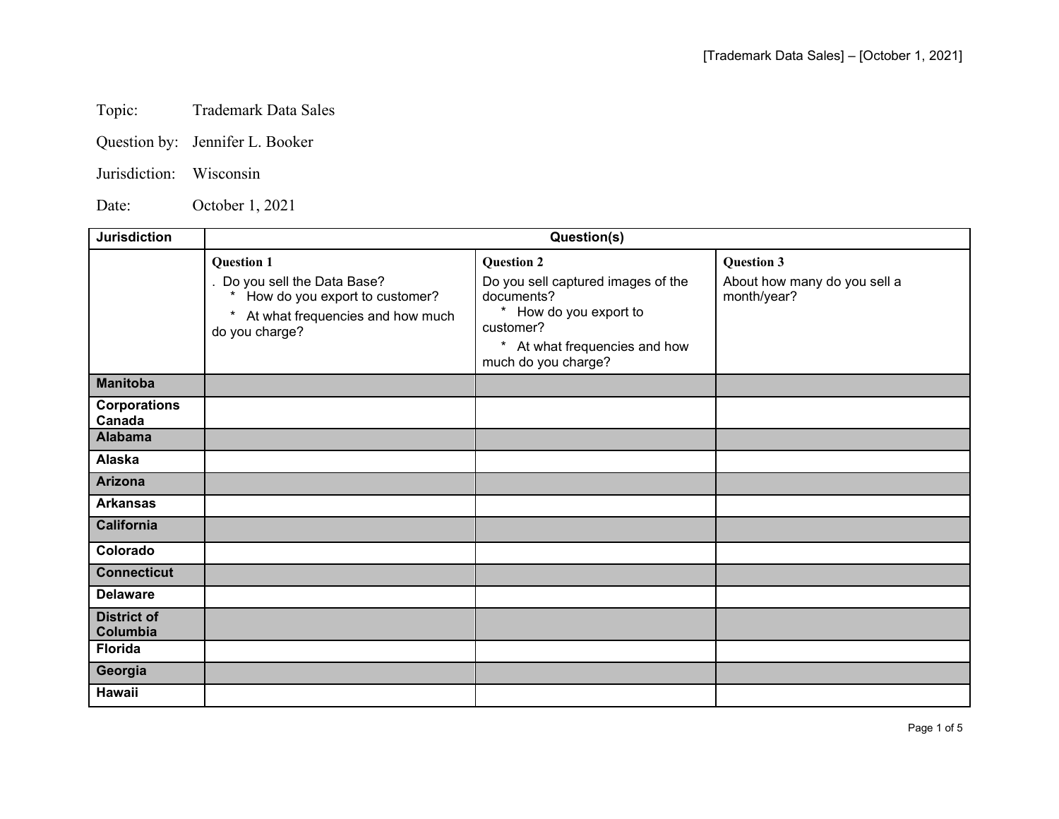Topic: Trademark Data Sales

Question by: Jennifer L. Booker

Jurisdiction: Wisconsin

Date: October 1, 2021

| Jurisdiction | Question(s) | | |
|---|---|---|---|
| | **Question 1**<br>. Do you sell the Data Base?<br>* How do you export to customer?<br>* At what frequencies and how much do you charge? | **Question 2**<br>Do you sell captured images of the documents?<br>* How do you export to customer?<br>* At what frequencies and how much do you charge? | **Question 3**<br>About how many do you sell a month/year? |
| **Manitoba** | | | |
| **Corporations Canada** | | | |
| **Alabama** | | | |
| **Alaska** | | | |
| **Arizona** | | | |
| **Arkansas** | | | |
| **California** | | | |
| **Colorado** | | | |
| **Connecticut** | | | |
| **Delaware** | | | |
| **District of Columbia** | | | |
| **Florida** | | | |
| **Georgia** | | | |
| **Hawaii** | | | |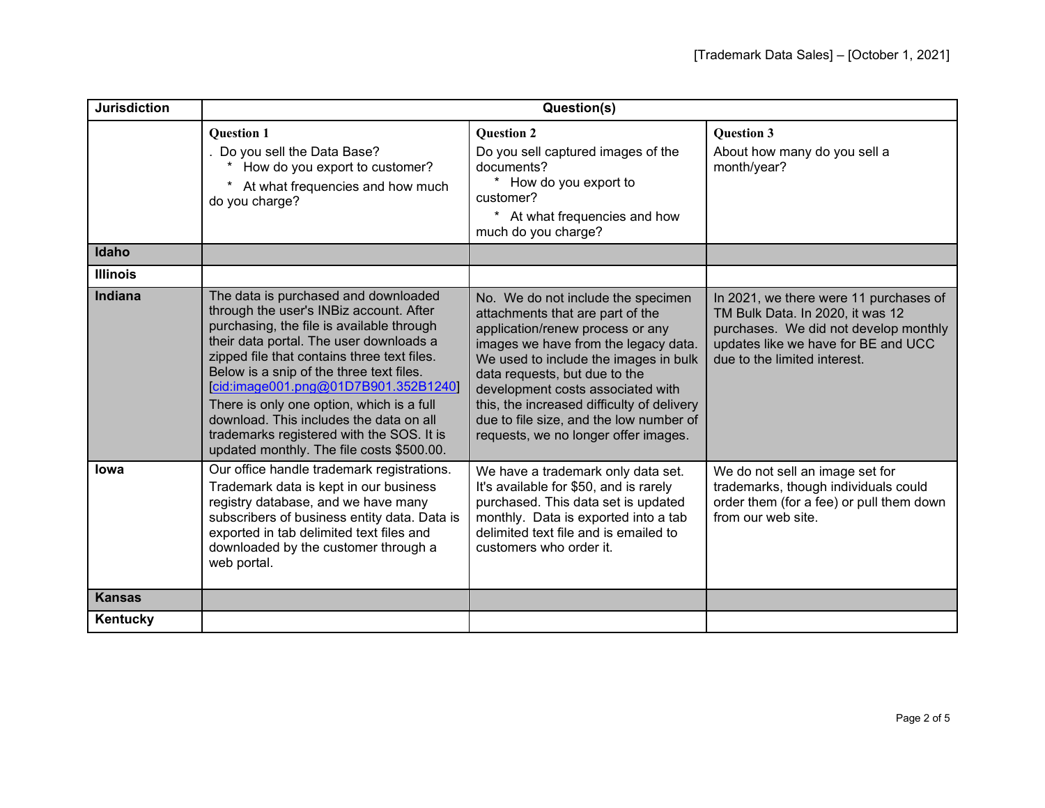| Jurisdiction | Question(s) | | |
|---|---|---|---|
| | **Question 1**<br>. Do you sell the Data Base?<br>* How do you export to customer?<br>* At what frequencies and how much do you charge? | **Question 2**<br>Do you sell captured images of the documents?<br>* How do you export to customer?<br>* At what frequencies and how much do you charge? | **Question 3**<br>About how many do you sell a month/year? |
| **Idaho** | | | |
| **Illinois** | | | |
| **Indiana** | The data is purchased and downloaded through the user's INBiz account. After purchasing, the file is available through their data portal. The user downloads a zipped file that contains three text files. Below is a snip of the three text files. [cid:image001.png@01D7B901.352B1240]<br>There is only one option, which is a full download. This includes the data on all trademarks registered with the SOS. It is updated monthly. The file costs $500.00. | No. We do not include the specimen attachments that are part of the application/renew process or any images we have from the legacy data. We used to include the images in bulk data requests, but due to the development costs associated with this, the increased difficulty of delivery due to file size, and the low number of requests, we no longer offer images. | In 2021, we there were 11 purchases of TM Bulk Data. In 2020, it was 12 purchases. We did not develop monthly updates like we have for BE and UCC due to the limited interest. |
| **Iowa** | Our office handle trademark registrations.<br>Trademark data is kept in our business registry database, and we have many subscribers of business entity data. Data is exported in tab delimited text files and downloaded by the customer through a web portal. | We have a trademark only data set. It's available for $50, and is rarely purchased. This data set is updated monthly. Data is exported into a tab delimited text file and is emailed to customers who order it. | We do not sell an image set for trademarks, though individuals could order them (for a fee) or pull them down from our web site. |
| **Kansas** | | | |
| **Kentucky** | | | |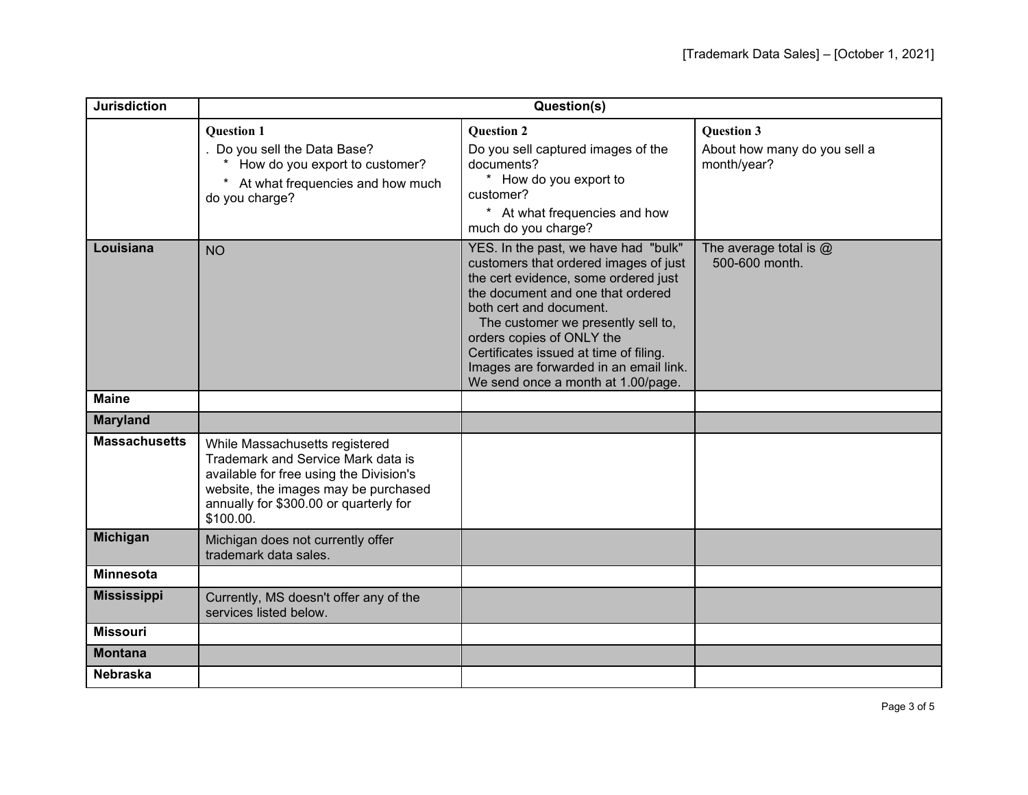| Jurisdiction | Question(s) | | |
|---|---|---|---|
| | **Question 1**<br>. Do you sell the Data Base?<br>* How do you export to customer?<br>* At what frequencies and how much do you charge? | **Question 2**<br>Do you sell captured images of the documents?<br>* How do you export to customer?<br>* At what frequencies and how much do you charge? | **Question 3**<br>About how many do you sell a month/year? |
| **Louisiana** | NO | YES. In the past, we have had "bulk" customers that ordered images of just the cert evidence, some ordered just the document and one that ordered both cert and document.<br>The customer we presently sell to, orders copies of ONLY the Certificates issued at time of filing. Images are forwarded in an email link. We send once a month at 1.00/page. | The average total is @ 500-600 month. |
| **Maine** | | | |
| **Maryland** | | | |
| **Massachusetts** | While Massachusetts registered Trademark and Service Mark data is available for free using the Division's website, the images may be purchased annually for $300.00 or quarterly for $100.00. | | |
| **Michigan** | Michigan does not currently offer trademark data sales. | | |
| **Minnesota** | | | |
| **Mississippi** | Currently, MS doesn't offer any of the services listed below. | | |
| **Missouri** | | | |
| **Montana** | | | |
| **Nebraska** | | | |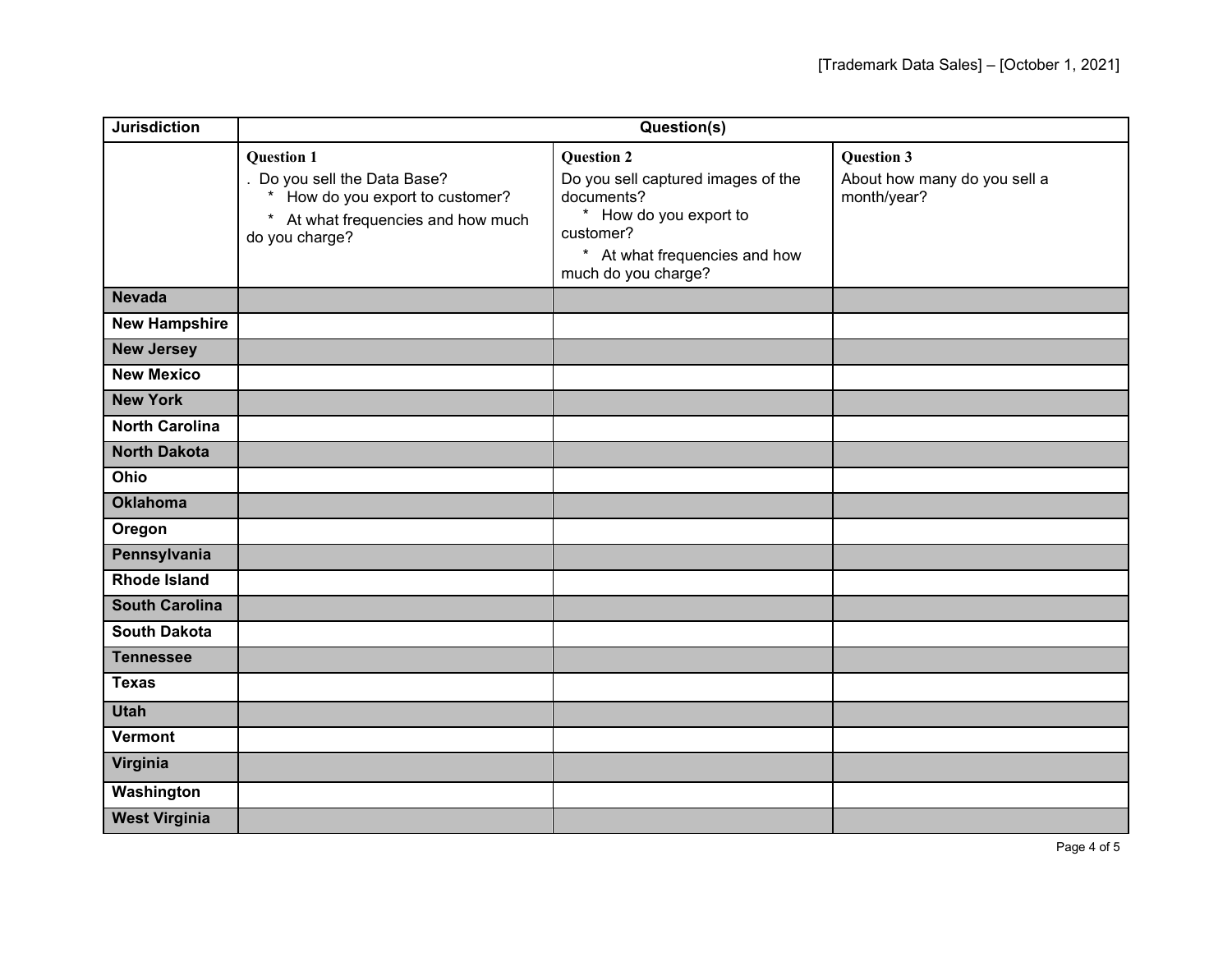| Jurisdiction | Question(s) | | |
|---|---|---|---|
| | **Question 1**<br>. Do you sell the Data Base?<br>* How do you export to customer?<br>* At what frequencies and how much do you charge? | **Question 2**<br>Do you sell captured images of the documents?<br>* How do you export to customer?<br>* At what frequencies and how much do you charge? | **Question 3**<br>About how many do you sell a month/year? |
| **Nevada** | | | |
| **New Hampshire** | | | |
| **New Jersey** | | | |
| **New Mexico** | | | |
| **New York** | | | |
| **North Carolina** | | | |
| **North Dakota** | | | |
| **Ohio** | | | |
| **Oklahoma** | | | |
| **Oregon** | | | |
| **Pennsylvania** | | | |
| **Rhode Island** | | | |
| **South Carolina** | | | |
| **South Dakota** | | | |
| **Tennessee** | | | |
| **Texas** | | | |
| **Utah** | | | |
| **Vermont** | | | |
| **Virginia** | | | |
| **Washington** | | | |
| **West Virginia** | | | |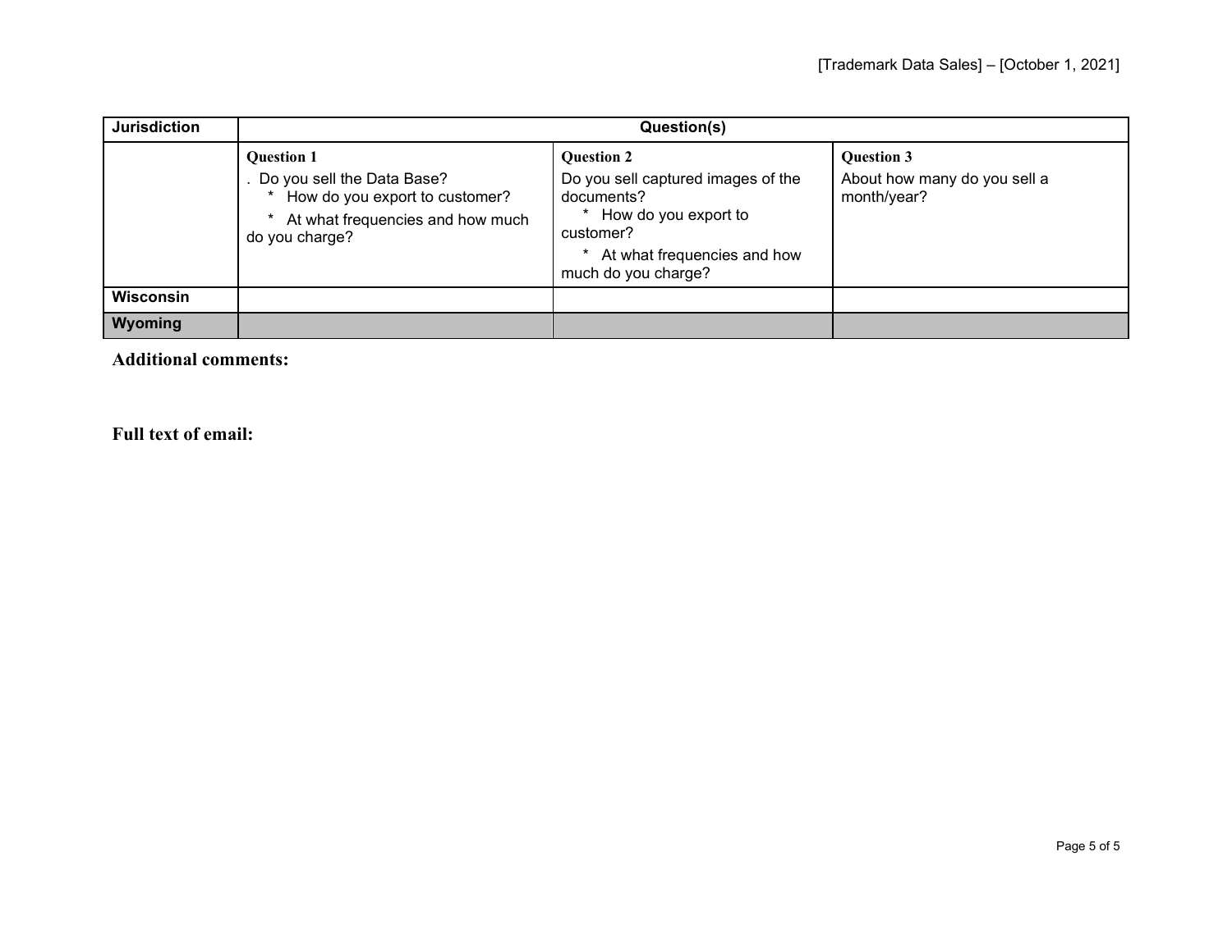| Jurisdiction | Question(s) | | |
|---|---|---|---|
| | **Question 1**<br>. Do you sell the Data Base?<br>* How do you export to customer?<br>* At what frequencies and how much do you charge? | **Question 2**<br>Do you sell captured images of the documents?<br>* How do you export to customer?<br>* At what frequencies and how much do you charge? | **Question 3**<br>About how many do you sell a month/year? |
| **Wisconsin** | | | |
| **Wyoming** | | | |

**Additional comments:**

**Full text of email:**